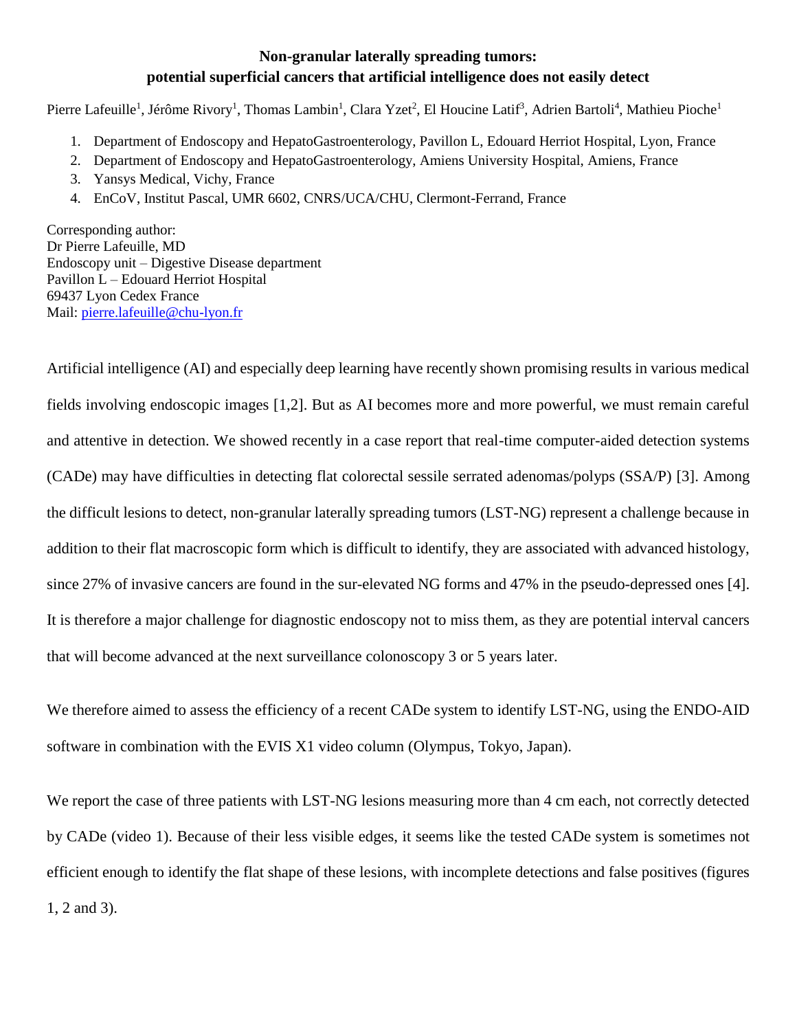# Non-granular laterally spreading tumors: potential superficial cancers that artificial intelligence does not easily detect

Pierre Lafeuille[1], Jérôme Rivory[1], Thomas Lambin[1], Clara Yzet[2], El Houcine Latif[3], Adrien Bartoli[4], Mathieu Pioche[1]

1. Department of Endoscopy and HepatoGastroenterology, Pavillon L, Edouard Herriot Hospital, Lyon, France
2. Department of Endoscopy and HepatoGastroenterology, Amiens University Hospital, Amiens, France
3. Yansys Medical, Vichy, France
4. EnCoV, Institut Pascal, UMR 6602, CNRS/UCA/CHU, Clermont-Ferrand, France

Corresponding author:
Dr Pierre Lafeuille, MD
Endoscopy unit – Digestive Disease department
Pavillon L – Edouard Herriot Hospital
69437 Lyon Cedex France
Mail: pierre.lafeuille@chu-lyon.fr

Artificial intelligence (AI) and especially deep learning have recently shown promising results in various medical fields involving endoscopic images [1,2]. But as AI becomes more and more powerful, we must remain careful and attentive in detection. We showed recently in a case report that real-time computer-aided detection systems (CADe) may have difficulties in detecting flat colorectal sessile serrated adenomas/polyps (SSA/P) [3]. Among the difficult lesions to detect, non-granular laterally spreading tumors (LST-NG) represent a challenge because in addition to their flat macroscopic form which is difficult to identify, they are associated with advanced histology, since 27% of invasive cancers are found in the sur-elevated NG forms and 47% in the pseudo-depressed ones [4]. It is therefore a major challenge for diagnostic endoscopy not to miss them, as they are potential interval cancers that will become advanced at the next surveillance colonoscopy 3 or 5 years later.

We therefore aimed to assess the efficiency of a recent CADe system to identify LST-NG, using the ENDO-AID software in combination with the EVIS X1 video column (Olympus, Tokyo, Japan).

We report the case of three patients with LST-NG lesions measuring more than 4 cm each, not correctly detected by CADe (video 1). Because of their less visible edges, it seems like the tested CADe system is sometimes not efficient enough to identify the flat shape of these lesions, with incomplete detections and false positives (figures 1, 2 and 3).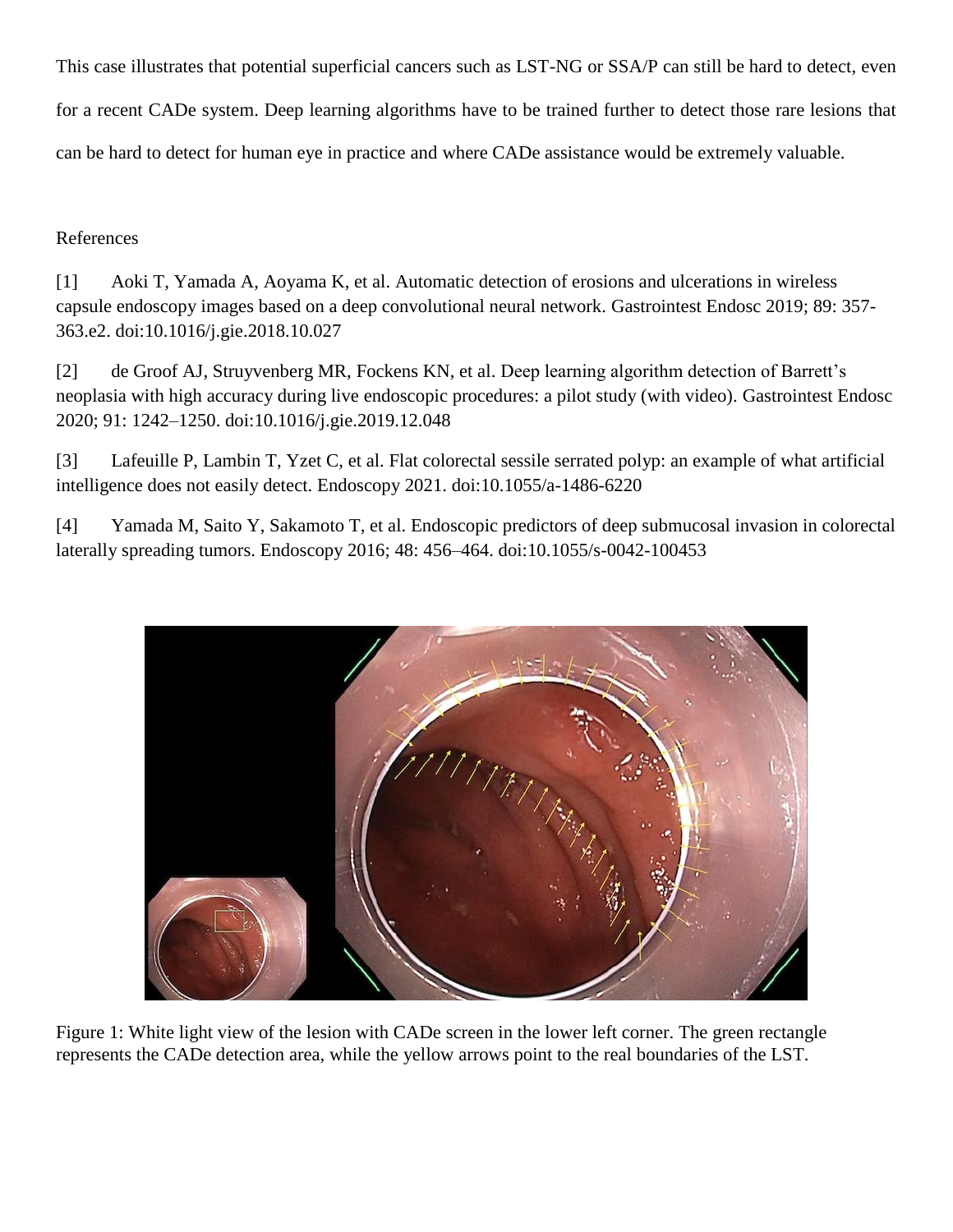This case illustrates that potential superficial cancers such as LST-NG or SSA/P can still be hard to detect, even for a recent CADe system. Deep learning algorithms have to be trained further to detect those rare lesions that can be hard to detect for human eye in practice and where CADe assistance would be extremely valuable.

References

[1] Aoki T, Yamada A, Aoyama K, et al. Automatic detection of erosions and ulcerations in wireless capsule endoscopy images based on a deep convolutional neural network. Gastrointest Endosc 2019; 89: 357-363.e2. doi:10.1016/j.gie.2018.10.027

[2] de Groof AJ, Struyvenberg MR, Fockens KN, et al. Deep learning algorithm detection of Barrett's neoplasia with high accuracy during live endoscopic procedures: a pilot study (with video). Gastrointest Endosc 2020; 91: 1242–1250. doi:10.1016/j.gie.2019.12.048

[3] Lafeuille P, Lambin T, Yzet C, et al. Flat colorectal sessile serrated polyp: an example of what artificial intelligence does not easily detect. Endoscopy 2021. doi:10.1055/a-1486-6220

[4] Yamada M, Saito Y, Sakamoto T, et al. Endoscopic predictors of deep submucosal invasion in colorectal laterally spreading tumors. Endoscopy 2016; 48: 456–464. doi:10.1055/s-0042-100453

Figure 1: White light view of the lesion with CADe screen in the lower left corner. The green rectangle represents the CADe detection area, while the yellow arrows point to the real boundaries of the LST.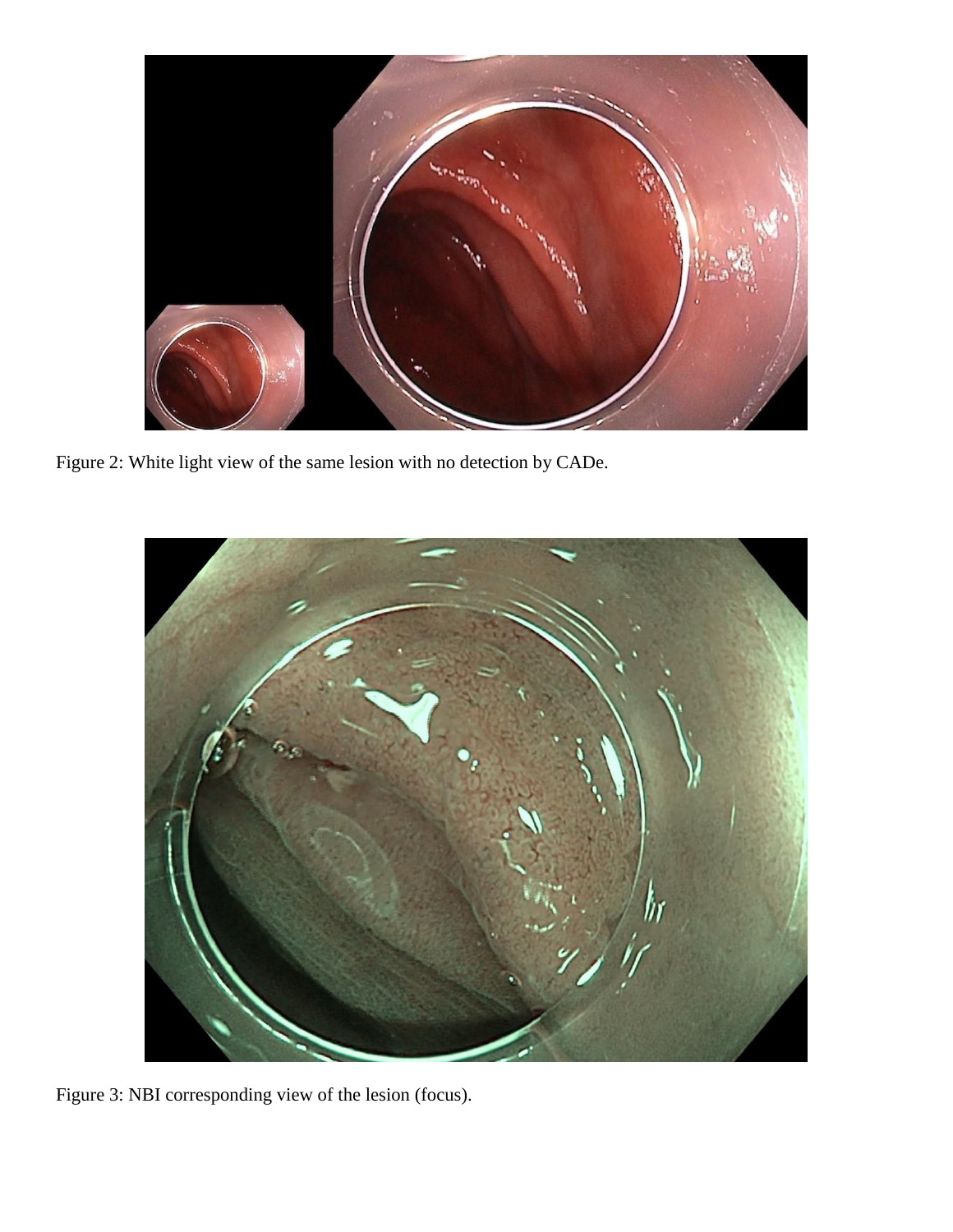Figure 2: White light view of the same lesion with no detection by CADe.

Figure 3: NBI corresponding view of the lesion (focus).